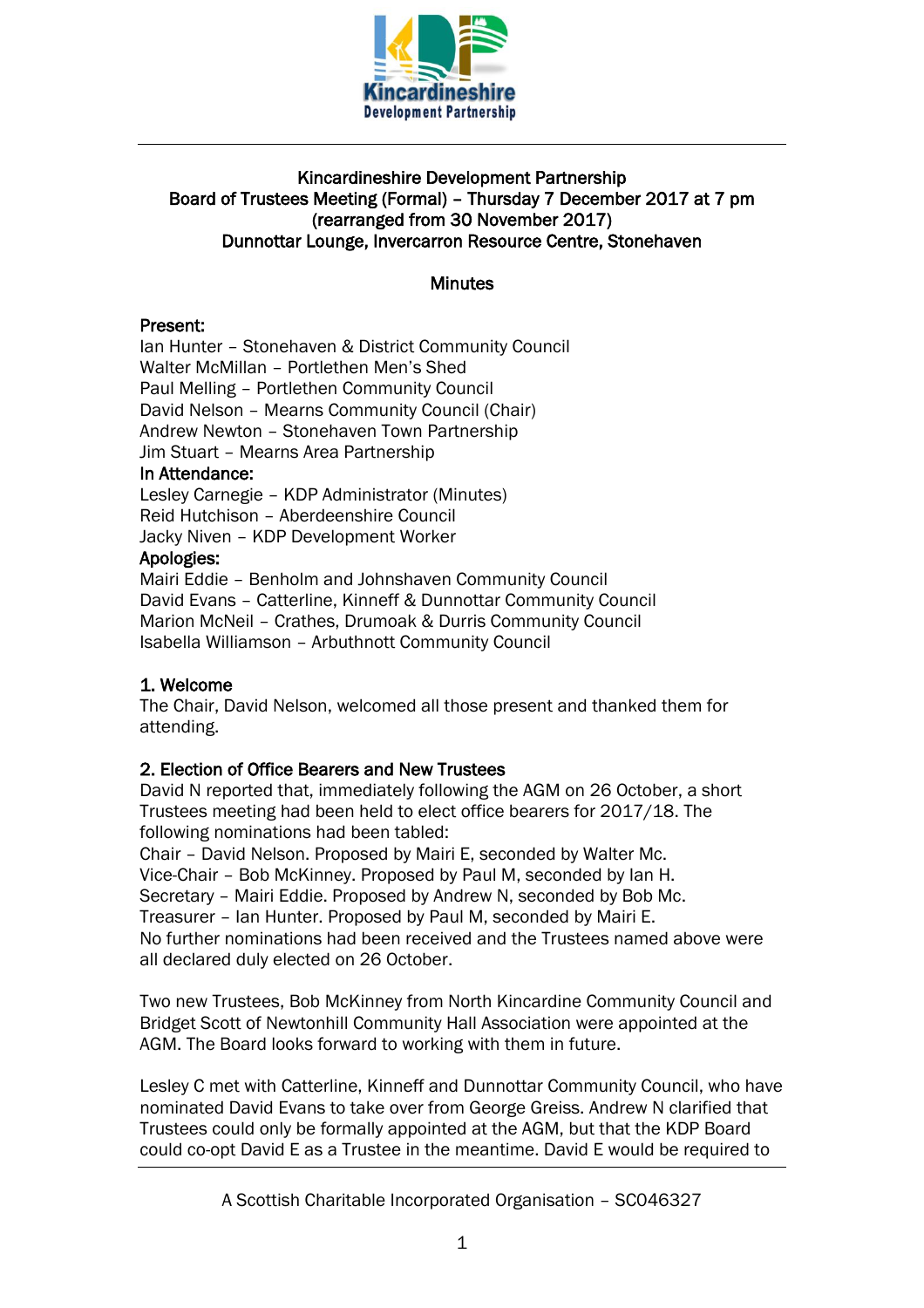Kincardineshire Development Partnership

# Kincardineshire Development Partnership
## Board of Trustees Meeting (Formal) – Thursday 7 December 2017 at 7 pm
## (rearranged from 30 November 2017)
## Dunnottar Lounge, Invercarron Resource Centre, Stonehaven

## Minutes

**Present:**
Ian Hunter – Stonehaven & District Community Council
Walter McMillan – Portlethen Men's Shed
Paul Melling – Portlethen Community Council
David Nelson – Mearns Community Council (Chair)
Andrew Newton – Stonehaven Town Partnership
Jim Stuart – Mearns Area Partnership

**In Attendance:**
Lesley Carnegie – KDP Administrator (Minutes)
Reid Hutchison – Aberdeenshire Council
Jacky Niven – KDP Development Worker

**Apologies:**
Mairi Eddie – Benholm and Johnshaven Community Council
David Evans – Catterline, Kinneff & Dunnottar Community Council
Marion McNeil – Crathes, Drumoak & Durris Community Council
Isabella Williamson – Arbuthnott Community Council

### 1. Welcome

The Chair, David Nelson, welcomed all those present and thanked them for attending.

### 2. Election of Office Bearers and New Trustees

David N reported that, immediately following the AGM on 26 October, a short Trustees meeting had been held to elect office bearers for 2017/18. The following nominations had been tabled:
Chair – David Nelson. Proposed by Mairi E, seconded by Walter Mc.
Vice-Chair – Bob McKinney. Proposed by Paul M, seconded by Ian H.
Secretary – Mairi Eddie. Proposed by Andrew N, seconded by Bob Mc.
Treasurer – Ian Hunter. Proposed by Paul M, seconded by Mairi E.
No further nominations had been received and the Trustees named above were all declared duly elected on 26 October.

Two new Trustees, Bob McKinney from North Kincardine Community Council and Bridget Scott of Newtonhill Community Hall Association were appointed at the AGM. The Board looks forward to working with them in future.

Lesley C met with Catterline, Kinneff and Dunnottar Community Council, who have nominated David Evans to take over from George Greiss. Andrew N clarified that Trustees could only be formally appointed at the AGM, but that the KDP Board could co-opt David E as a Trustee in the meantime. David E would be required to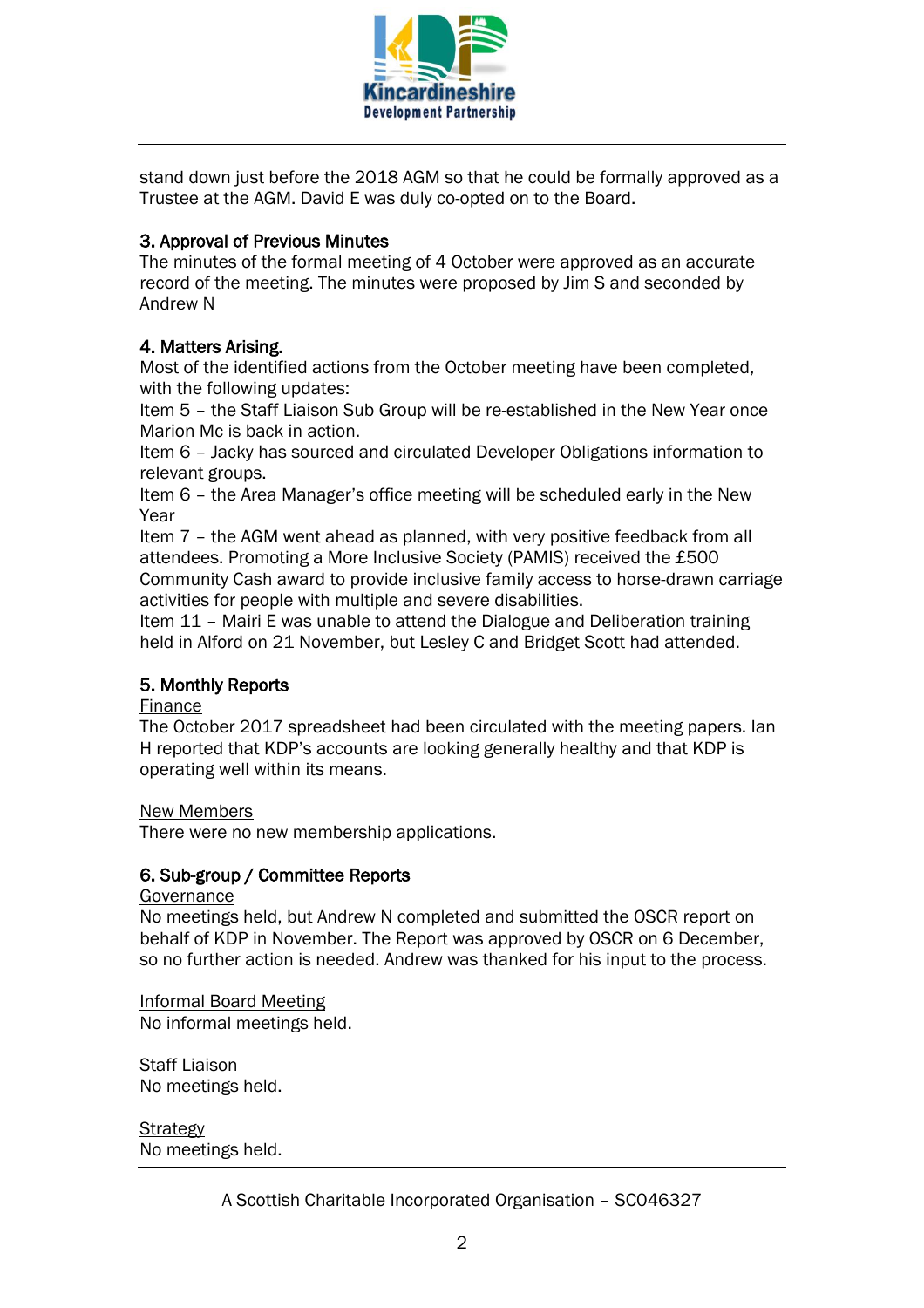stand down just before the 2018 AGM so that he could be formally approved as a Trustee at the AGM. David E was duly co-opted on to the Board.

**3. Approval of Previous Minutes**

The minutes of the formal meeting of 4 October were approved as an accurate record of the meeting. The minutes were proposed by Jim S and seconded by Andrew N

**4. Matters Arising.**

Most of the identified actions from the October meeting have been completed, with the following updates:

Item 5 – the Staff Liaison Sub Group will be re-established in the New Year once Marion Mc is back in action.

Item 6 – Jacky has sourced and circulated Developer Obligations information to relevant groups.

Item 6 – the Area Manager's office meeting will be scheduled early in the New Year

Item 7 – the AGM went ahead as planned, with very positive feedback from all attendees. Promoting a More Inclusive Society (PAMIS) received the £500 Community Cash award to provide inclusive family access to horse-drawn carriage activities for people with multiple and severe disabilities.

Item 11 – Mairi E was unable to attend the Dialogue and Deliberation training held in Alford on 21 November, but Lesley C and Bridget Scott had attended.

**5. Monthly Reports**

Finance

The October 2017 spreadsheet had been circulated with the meeting papers. Ian H reported that KDP's accounts are looking generally healthy and that KDP is operating well within its means.

New Members

There were no new membership applications.

**6. Sub-group / Committee Reports**

Governance

No meetings held, but Andrew N completed and submitted the OSCR report on behalf of KDP in November. The Report was approved by OSCR on 6 December, so no further action is needed. Andrew was thanked for his input to the process.

Informal Board Meeting

No informal meetings held.

Staff Liaison

No meetings held.

Strategy

No meetings held.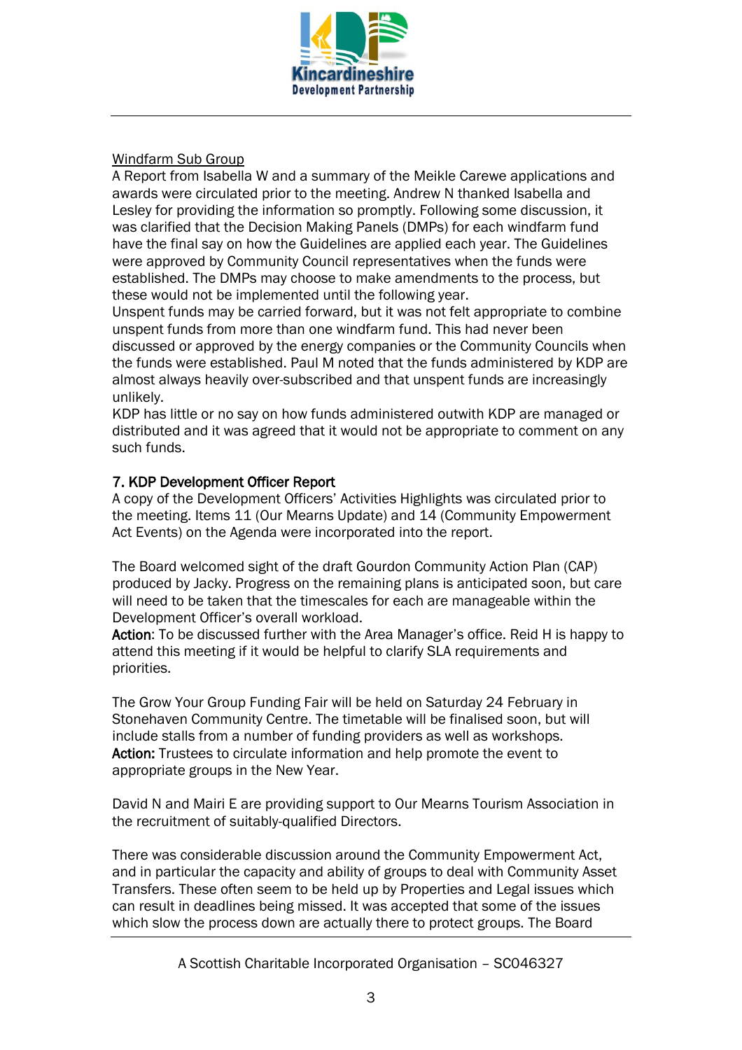Windfarm Sub Group

A Report from Isabella W and a summary of the Meikle Carewe applications and awards were circulated prior to the meeting. Andrew N thanked Isabella and Lesley for providing the information so promptly. Following some discussion, it was clarified that the Decision Making Panels (DMPs) for each windfarm fund have the final say on how the Guidelines are applied each year. The Guidelines were approved by Community Council representatives when the funds were established. The DMPs may choose to make amendments to the process, but these would not be implemented until the following year.
Unspent funds may be carried forward, but it was not felt appropriate to combine unspent funds from more than one windfarm fund. This had never been discussed or approved by the energy companies or the Community Councils when the funds were established. Paul M noted that the funds administered by KDP are almost always heavily over-subscribed and that unspent funds are increasingly unlikely.
KDP has little or no say on how funds administered outwith KDP are managed or distributed and it was agreed that it would not be appropriate to comment on any such funds.

## 7. KDP Development Officer Report

A copy of the Development Officers' Activities Highlights was circulated prior to the meeting. Items 11 (Our Mearns Update) and 14 (Community Empowerment Act Events) on the Agenda were incorporated into the report.

The Board welcomed sight of the draft Gourdon Community Action Plan (CAP) produced by Jacky. Progress on the remaining plans is anticipated soon, but care will need to be taken that the timescales for each are manageable within the Development Officer's overall workload.
**Action**: To be discussed further with the Area Manager's office. Reid H is happy to attend this meeting if it would be helpful to clarify SLA requirements and priorities.

The Grow Your Group Funding Fair will be held on Saturday 24 February in Stonehaven Community Centre. The timetable will be finalised soon, but will include stalls from a number of funding providers as well as workshops.
**Action:** Trustees to circulate information and help promote the event to appropriate groups in the New Year.

David N and Mairi E are providing support to Our Mearns Tourism Association in the recruitment of suitably-qualified Directors.

There was considerable discussion around the Community Empowerment Act, and in particular the capacity and ability of groups to deal with Community Asset Transfers. These often seem to be held up by Properties and Legal issues which can result in deadlines being missed. It was accepted that some of the issues which slow the process down are actually there to protect groups. The Board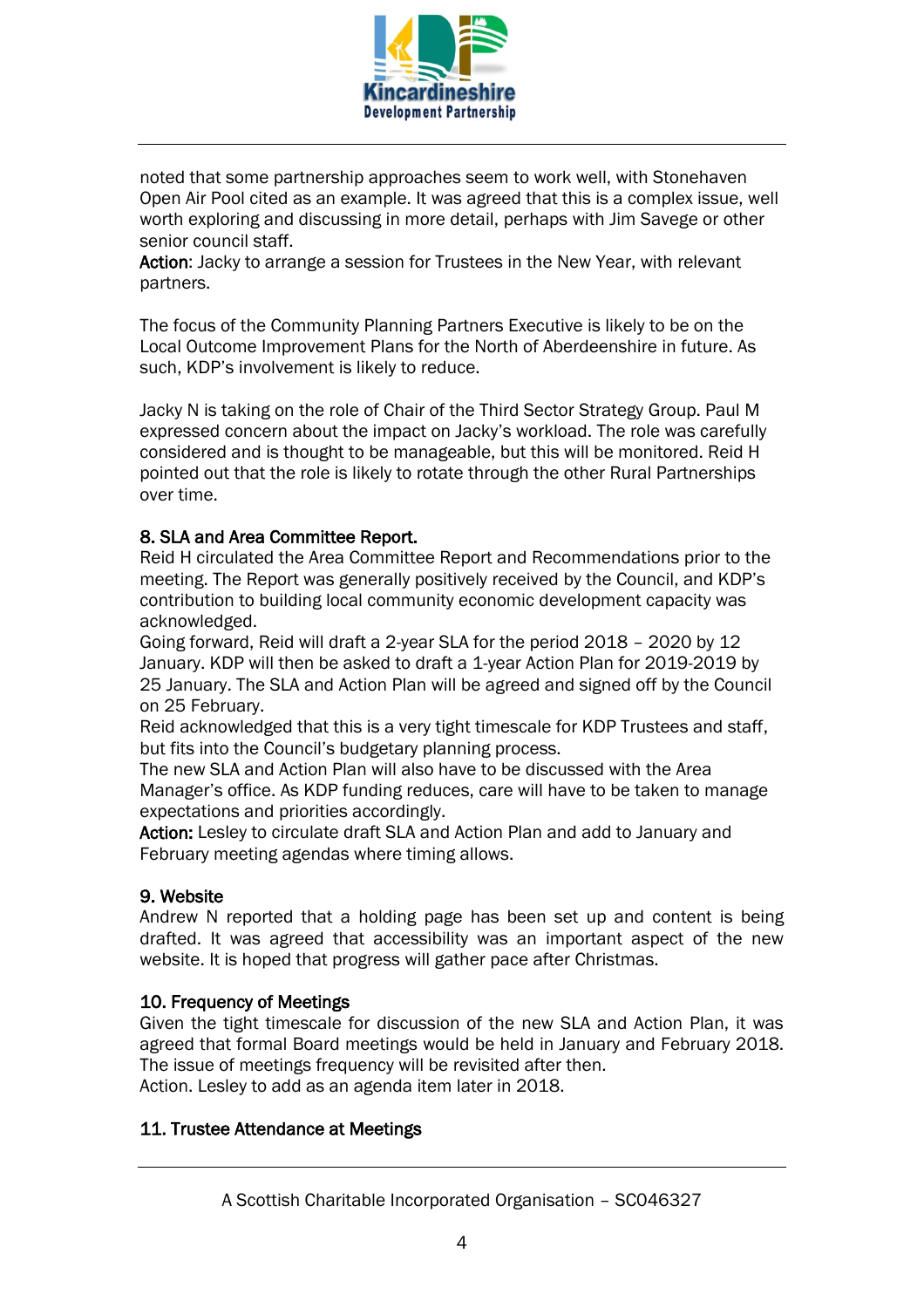noted that some partnership approaches seem to work well, with Stonehaven Open Air Pool cited as an example. It was agreed that this is a complex issue, well worth exploring and discussing in more detail, perhaps with Jim Savege or other senior council staff.
**Action**: Jacky to arrange a session for Trustees in the New Year, with relevant partners.

The focus of the Community Planning Partners Executive is likely to be on the Local Outcome Improvement Plans for the North of Aberdeenshire in future. As such, KDP's involvement is likely to reduce.

Jacky N is taking on the role of Chair of the Third Sector Strategy Group. Paul M expressed concern about the impact on Jacky's workload. The role was carefully considered and is thought to be manageable, but this will be monitored. Reid H pointed out that the role is likely to rotate through the other Rural Partnerships over time.

### 8. SLA and Area Committee Report.

Reid H circulated the Area Committee Report and Recommendations prior to the meeting. The Report was generally positively received by the Council, and KDP's contribution to building local community economic development capacity was acknowledged.
Going forward, Reid will draft a 2-year SLA for the period 2018 – 2020 by 12 January. KDP will then be asked to draft a 1-year Action Plan for 2019-2019 by 25 January. The SLA and Action Plan will be agreed and signed off by the Council on 25 February.
Reid acknowledged that this is a very tight timescale for KDP Trustees and staff, but fits into the Council's budgetary planning process.
The new SLA and Action Plan will also have to be discussed with the Area Manager's office. As KDP funding reduces, care will have to be taken to manage expectations and priorities accordingly.
**Action:** Lesley to circulate draft SLA and Action Plan and add to January and February meeting agendas where timing allows.

### 9. Website

Andrew N reported that a holding page has been set up and content is being drafted. It was agreed that accessibility was an important aspect of the new website. It is hoped that progress will gather pace after Christmas.

### 10. Frequency of Meetings

Given the tight timescale for discussion of the new SLA and Action Plan, it was agreed that formal Board meetings would be held in January and February 2018. The issue of meetings frequency will be revisited after then.
Action. Lesley to add as an agenda item later in 2018.

### 11. Trustee Attendance at Meetings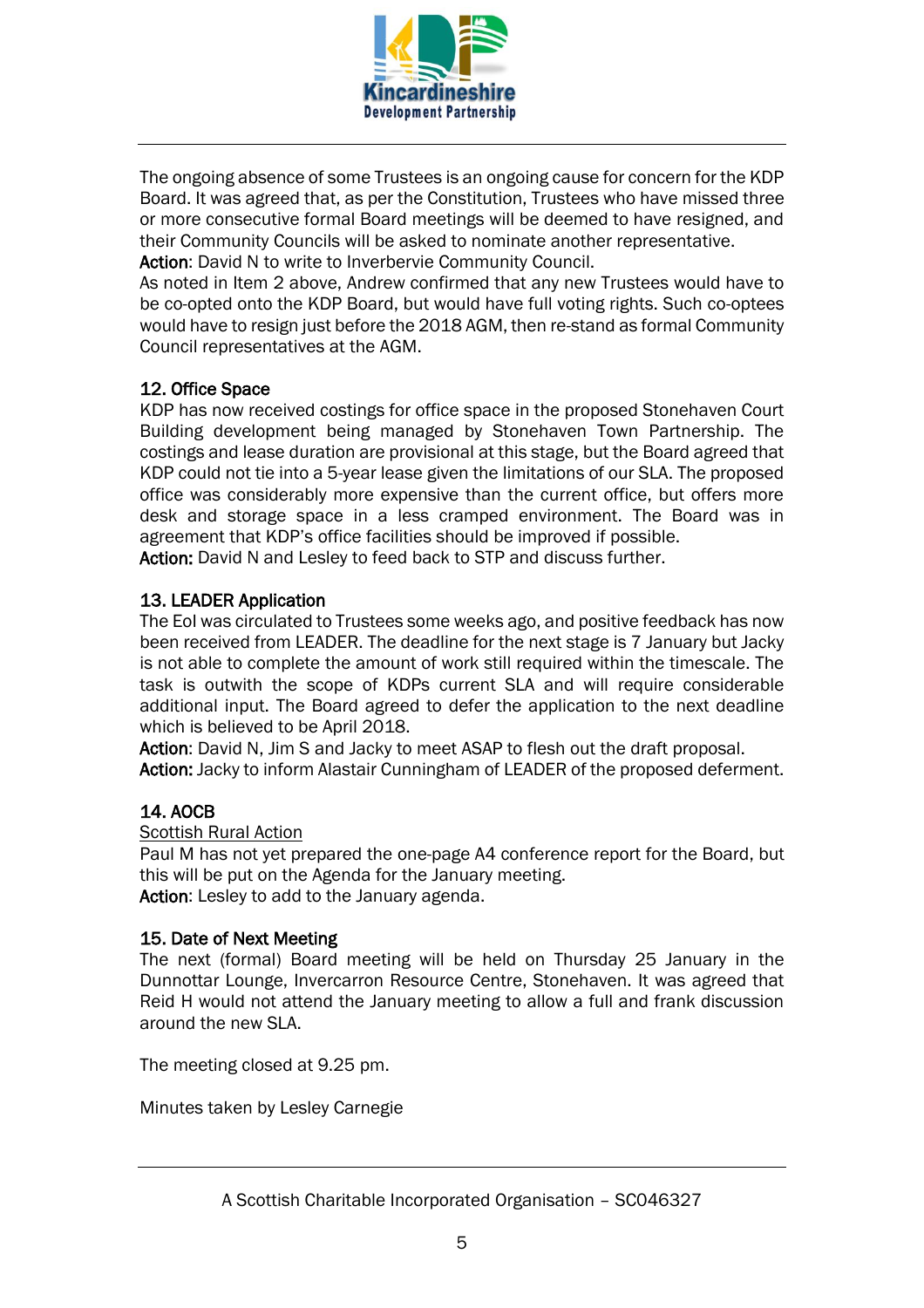The ongoing absence of some Trustees is an ongoing cause for concern for the KDP Board. It was agreed that, as per the Constitution, Trustees who have missed three or more consecutive formal Board meetings will be deemed to have resigned, and their Community Councils will be asked to nominate another representative.
**Action**: David N to write to Inverbervie Community Council.
As noted in Item 2 above, Andrew confirmed that any new Trustees would have to be co-opted onto the KDP Board, but would have full voting rights. Such co-optees would have to resign just before the 2018 AGM, then re-stand as formal Community Council representatives at the AGM.

**12. Office Space**
KDP has now received costings for office space in the proposed Stonehaven Court Building development being managed by Stonehaven Town Partnership. The costings and lease duration are provisional at this stage, but the Board agreed that KDP could not tie into a 5-year lease given the limitations of our SLA. The proposed office was considerably more expensive than the current office, but offers more desk and storage space in a less cramped environment. The Board was in agreement that KDP's office facilities should be improved if possible.
**Action:** David N and Lesley to feed back to STP and discuss further.

**13. LEADER Application**
The EoI was circulated to Trustees some weeks ago, and positive feedback has now been received from LEADER. The deadline for the next stage is 7 January but Jacky is not able to complete the amount of work still required within the timescale. The task is outwith the scope of KDPs current SLA and will require considerable additional input. The Board agreed to defer the application to the next deadline which is believed to be April 2018.
**Action**: David N, Jim S and Jacky to meet ASAP to flesh out the draft proposal.
**Action:** Jacky to inform Alastair Cunningham of LEADER of the proposed deferment.

**14. AOCB**
Scottish Rural Action
Paul M has not yet prepared the one-page A4 conference report for the Board, but this will be put on the Agenda for the January meeting.
**Action**: Lesley to add to the January agenda.

**15. Date of Next Meeting**
The next (formal) Board meeting will be held on Thursday 25 January in the Dunnottar Lounge, Invercarron Resource Centre, Stonehaven. It was agreed that Reid H would not attend the January meeting to allow a full and frank discussion around the new SLA.

The meeting closed at 9.25 pm.

Minutes taken by Lesley Carnegie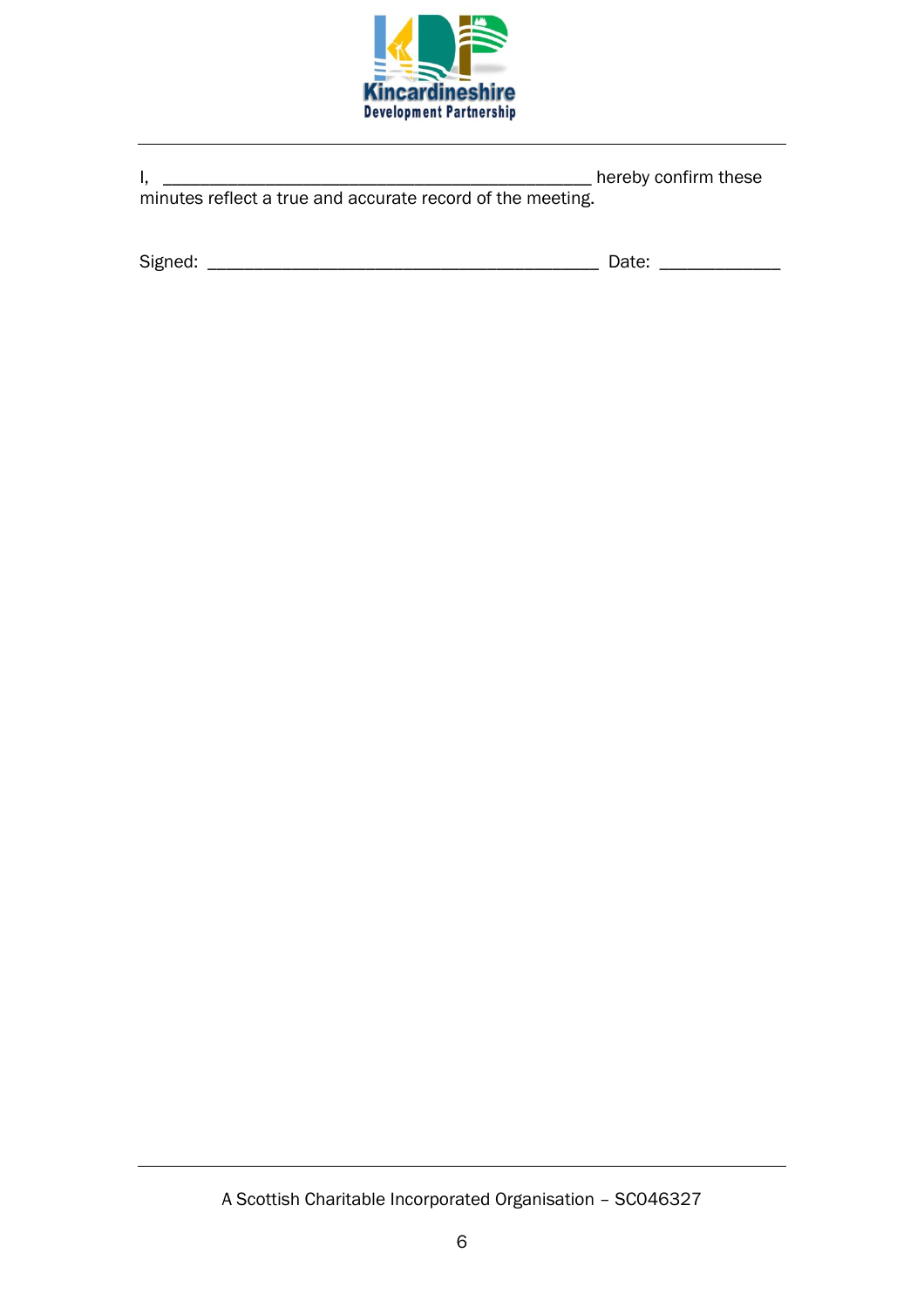I, _______________________________________________ hereby confirm these minutes reflect a true and accurate record of the meeting.

Signed: ___________________________________________ Date: _____________

A Scottish Charitable Incorporated Organisation – SC046327